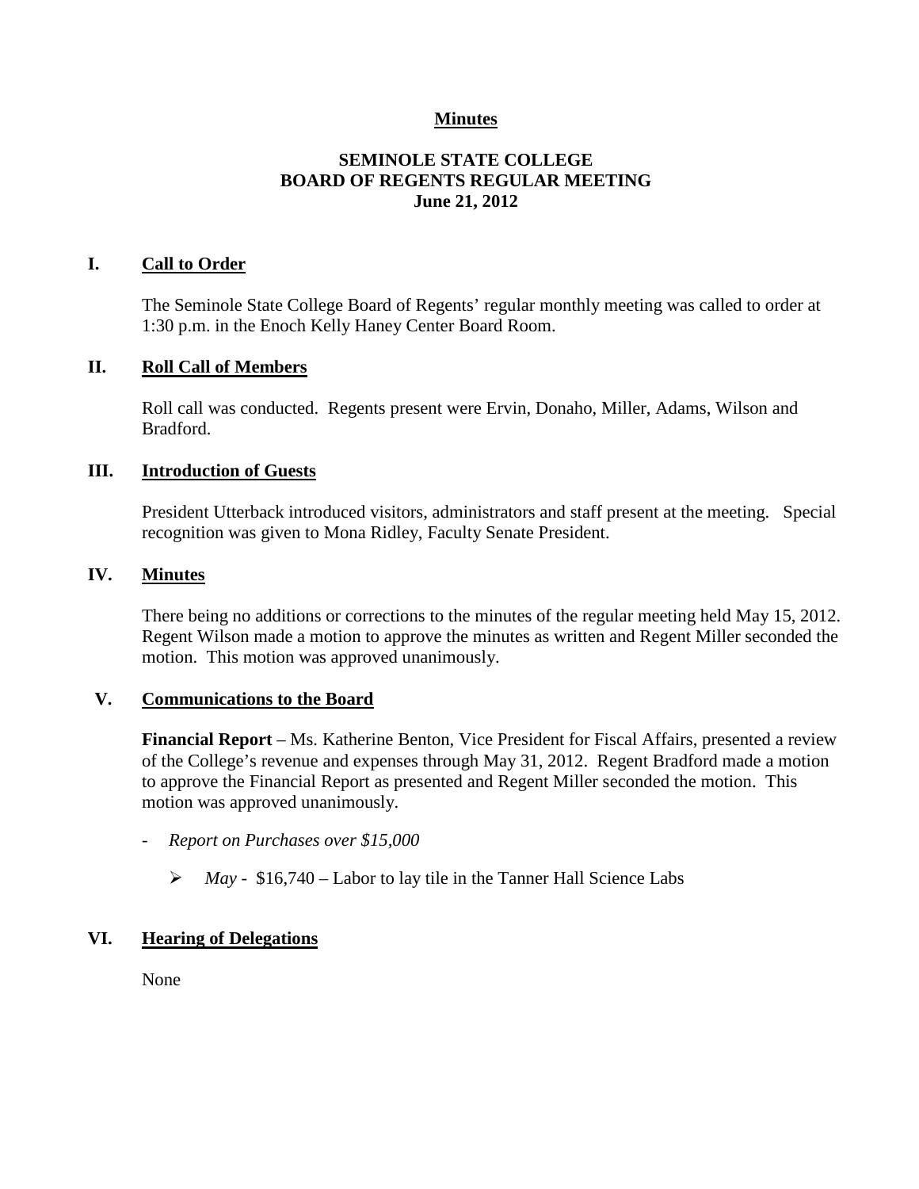**Minutes**

# SEMINOLE STATE COLLEGE BOARD OF REGENTS REGULAR MEETING
**June 21, 2012**

## I. Call to Order

The Seminole State College Board of Regents' regular monthly meeting was called to order at 1:30 p.m. in the Enoch Kelly Haney Center Board Room.

## II. Roll Call of Members

Roll call was conducted. Regents present were Ervin, Donaho, Miller, Adams, Wilson and Bradford.

## III. Introduction of Guests

President Utterback introduced visitors, administrators and staff present at the meeting. Special recognition was given to Mona Ridley, Faculty Senate President.

## IV. Minutes

There being no additions or corrections to the minutes of the regular meeting held May 15, 2012. Regent Wilson made a motion to approve the minutes as written and Regent Miller seconded the motion. This motion was approved unanimously.

## V. Communications to the Board

**Financial Report** – Ms. Katherine Benton, Vice President for Fiscal Affairs, presented a review of the College's revenue and expenses through May 31, 2012. Regent Bradford made a motion to approve the Financial Report as presented and Regent Miller seconded the motion. This motion was approved unanimously.

- *Report on Purchases over $15,000*
  - *May* - $16,740 – Labor to lay tile in the Tanner Hall Science Labs

## VI. Hearing of Delegations

None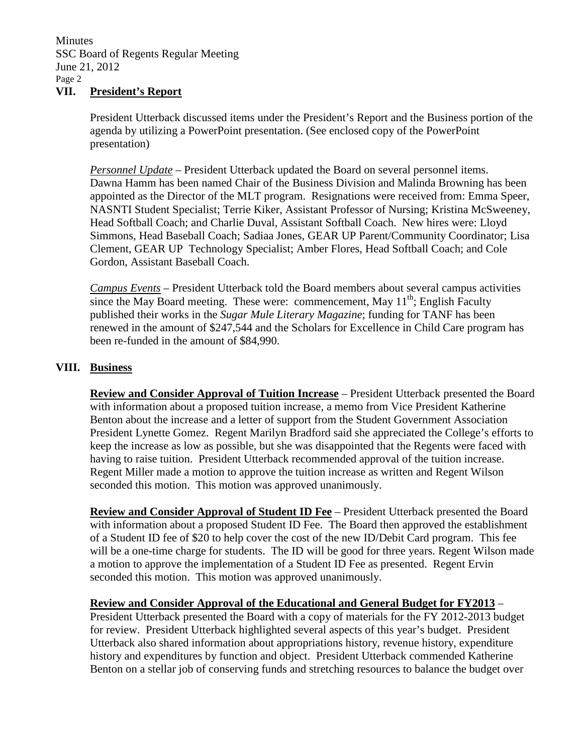## VII. President's Report

President Utterback discussed items under the President's Report and the Business portion of the agenda by utilizing a PowerPoint presentation. (See enclosed copy of the PowerPoint presentation)

*Personnel Update* – President Utterback updated the Board on several personnel items. Dawna Hamm has been named Chair of the Business Division and Malinda Browning has been appointed as the Director of the MLT program. Resignations were received from: Emma Speer, NASNTI Student Specialist; Terrie Kiker, Assistant Professor of Nursing; Kristina McSweeney, Head Softball Coach; and Charlie Duval, Assistant Softball Coach. New hires were: Lloyd Simmons, Head Baseball Coach; Sadiaa Jones, GEAR UP Parent/Community Coordinator; Lisa Clement, GEAR UP Technology Specialist; Amber Flores, Head Softball Coach; and Cole Gordon, Assistant Baseball Coach.

*Campus Events* – President Utterback told the Board members about several campus activities since the May Board meeting. These were: commencement, May 11th; English Faculty published their works in the *Sugar Mule Literary Magazine*; funding for TANF has been renewed in the amount of \$247,544 and the Scholars for Excellence in Child Care program has been re-funded in the amount of \$84,990.

## VIII. Business

**Review and Consider Approval of Tuition Increase** – President Utterback presented the Board with information about a proposed tuition increase, a memo from Vice President Katherine Benton about the increase and a letter of support from the Student Government Association President Lynette Gomez. Regent Marilyn Bradford said she appreciated the College's efforts to keep the increase as low as possible, but she was disappointed that the Regents were faced with having to raise tuition. President Utterback recommended approval of the tuition increase. Regent Miller made a motion to approve the tuition increase as written and Regent Wilson seconded this motion. This motion was approved unanimously.

**Review and Consider Approval of Student ID Fee** – President Utterback presented the Board with information about a proposed Student ID Fee. The Board then approved the establishment of a Student ID fee of \$20 to help cover the cost of the new ID/Debit Card program. This fee will be a one-time charge for students. The ID will be good for three years. Regent Wilson made a motion to approve the implementation of a Student ID Fee as presented. Regent Ervin seconded this motion. This motion was approved unanimously.

**Review and Consider Approval of the Educational and General Budget for FY2013** – President Utterback presented the Board with a copy of materials for the FY 2012-2013 budget for review. President Utterback highlighted several aspects of this year's budget. President Utterback also shared information about appropriations history, revenue history, expenditure history and expenditures by function and object. President Utterback commended Katherine Benton on a stellar job of conserving funds and stretching resources to balance the budget over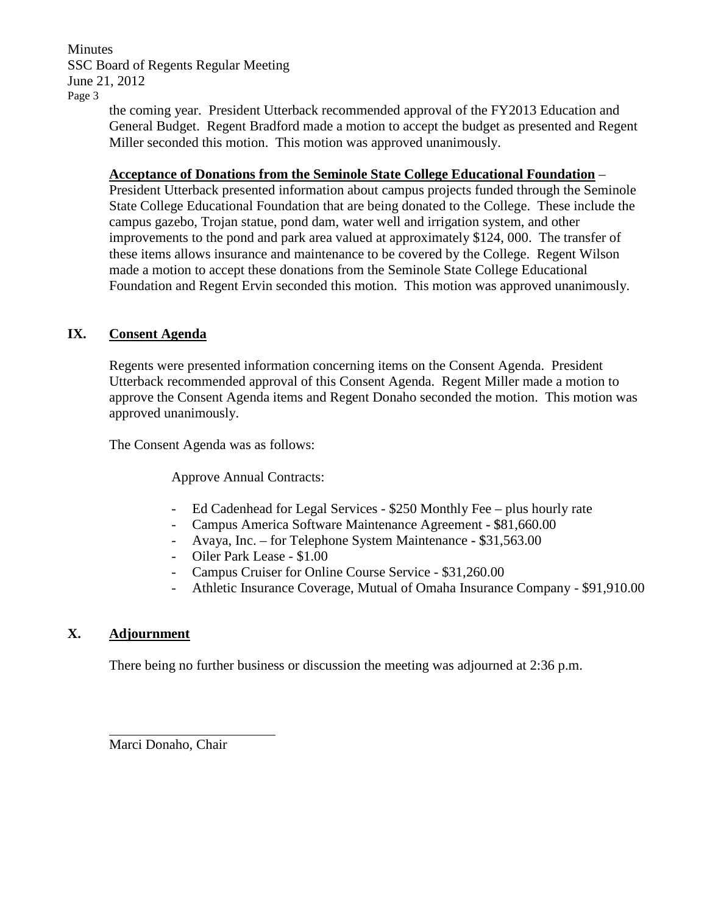the coming year. President Utterback recommended approval of the FY2013 Education and General Budget. Regent Bradford made a motion to accept the budget as presented and Regent Miller seconded this motion. This motion was approved unanimously.

**Acceptance of Donations from the Seminole State College Educational Foundation** – President Utterback presented information about campus projects funded through the Seminole State College Educational Foundation that are being donated to the College. These include the campus gazebo, Trojan statue, pond dam, water well and irrigation system, and other improvements to the pond and park area valued at approximately $124, 000. The transfer of these items allows insurance and maintenance to be covered by the College. Regent Wilson made a motion to accept these donations from the Seminole State College Educational Foundation and Regent Ervin seconded this motion. This motion was approved unanimously.

## IX. Consent Agenda

Regents were presented information concerning items on the Consent Agenda. President Utterback recommended approval of this Consent Agenda. Regent Miller made a motion to approve the Consent Agenda items and Regent Donaho seconded the motion. This motion was approved unanimously.

The Consent Agenda was as follows:

Approve Annual Contracts:

- Ed Cadenhead for Legal Services - $250 Monthly Fee – plus hourly rate
- Campus America Software Maintenance Agreement - $81,660.00
- Avaya, Inc. – for Telephone System Maintenance - $31,563.00
- Oiler Park Lease - $1.00
- Campus Cruiser for Online Course Service - $31,260.00
- Athletic Insurance Coverage, Mutual of Omaha Insurance Company - $91,910.00

## X. Adjournment

There being no further business or discussion the meeting was adjourned at 2:36 p.m.

Marci Donaho, Chair